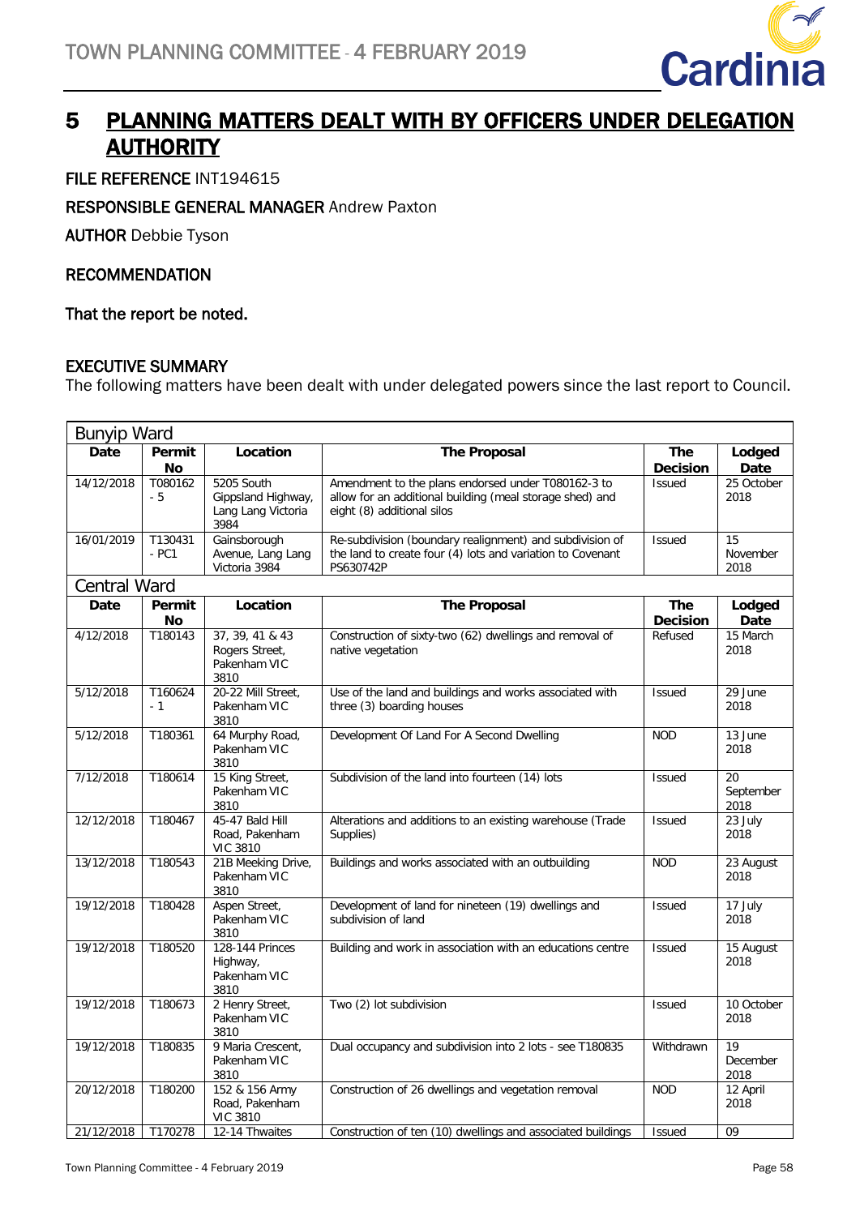# 5 PLANNING MATTERS DEALT WITH BY OFFICERS UNDER DELEGATION AUTHORITY

**FILE REFERENCE** INT194615

**RESPONSIBLE GENERAL MANAGER** Andrew Paxton

**AUTHOR** Debbie Tyson

**RECOMMENDATION**

**That the report be noted.**

**EXECUTIVE SUMMARY**

The following matters have been dealt with under delegated powers since the last report to Council.

| Bunyip Ward | | | | | |
|---|---|---|---|---|---|
| **Date** | **Permit No** | **Location** | **The Proposal** | **The Decision** | **Lodged Date** |
| 14/12/2018 | T080162 - 5 | 5205 South Gippsland Highway, Lang Lang Victoria 3984 | Amendment to the plans endorsed under T080162-3 to allow for an additional building (meal storage shed) and eight (8) additional silos | Issued | 25 October 2018 |
| 16/01/2019 | T130431 - PC1 | Gainsborough Avenue, Lang Lang Victoria 3984 | Re-subdivision (boundary realignment) and subdivision of the land to create four (4) lots and variation to Covenant PS630742P | Issued | 15 November 2018 |
| **Central Ward** | | | | | |
| **Date** | **Permit No** | **Location** | **The Proposal** | **The Decision** | **Lodged Date** |
| 4/12/2018 | T180143 | 37, 39, 41 & 43 Rogers Street, Pakenham VIC 3810 | Construction of sixty-two (62) dwellings and removal of native vegetation | Refused | 15 March 2018 |
| 5/12/2018 | T160624 - 1 | 20-22 Mill Street, Pakenham VIC 3810 | Use of the land and buildings and works associated with three (3) boarding houses | Issued | 29 June 2018 |
| 5/12/2018 | T180361 | 64 Murphy Road, Pakenham VIC 3810 | Development Of Land For A Second Dwelling | NOD | 13 June 2018 |
| 7/12/2018 | T180614 | 15 King Street, Pakenham VIC 3810 | Subdivision of the land into fourteen (14) lots | Issued | 20 September 2018 |
| 12/12/2018 | T180467 | 45-47 Bald Hill Road, Pakenham VIC 3810 | Alterations and additions to an existing warehouse (Trade Supplies) | Issued | 23 July 2018 |
| 13/12/2018 | T180543 | 21B Meeking Drive, Pakenham VIC 3810 | Buildings and works associated with an outbuilding | NOD | 23 August 2018 |
| 19/12/2018 | T180428 | Aspen Street, Pakenham VIC 3810 | Development of land for nineteen (19) dwellings and subdivision of land | Issued | 17 July 2018 |
| 19/12/2018 | T180520 | 128-144 Princes Highway, Pakenham VIC 3810 | Building and work in association with an educations centre | Issued | 15 August 2018 |
| 19/12/2018 | T180673 | 2 Henry Street, Pakenham VIC 3810 | Two (2) lot subdivision | Issued | 10 October 2018 |
| 19/12/2018 | T180835 | 9 Maria Crescent, Pakenham VIC 3810 | Dual occupancy and subdivision into 2 lots - see T180835 | Withdrawn | 19 December 2018 |
| 20/12/2018 | T180200 | 152 & 156 Army Road, Pakenham VIC 3810 | Construction of 26 dwellings and vegetation removal | NOD | 12 April 2018 |
| 21/12/2018 | T170278 | 12-14 Thwaites | Construction of ten (10) dwellings and associated buildings | Issued | 09 |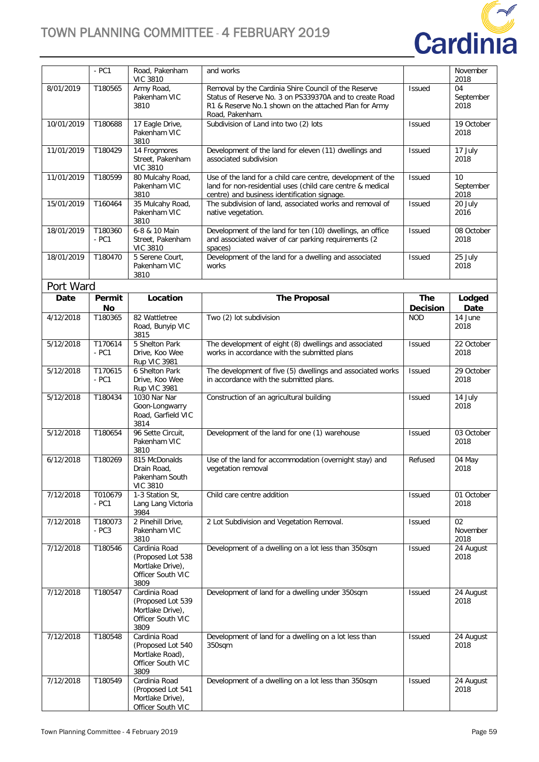|  | - PC1 | Road, Pakenham VIC 3810 | and works |  | November 2018 |
|---|---|---|---|---|---|
| 8/01/2019 | T180565 | Army Road, Pakenham VIC 3810 | Removal by the Cardinia Shire Council of the Reserve Status of Reserve No. 3 on PS339370A and to create Road R1 & Reserve No.1 shown on the attached Plan for Army Road, Pakenham. | Issued | 04 September 2018 |
| 10/01/2019 | T180688 | 17 Eagle Drive, Pakenham VIC 3810 | Subdivision of Land into two (2) lots | Issued | 19 October 2018 |
| 11/01/2019 | T180429 | 14 Frogmores Street, Pakenham VIC 3810 | Development of the land for eleven (11) dwellings and associated subdivision | Issued | 17 July 2018 |
| 11/01/2019 | T180599 | 80 Mulcahy Road, Pakenham VIC 3810 | Use of the land for a child care centre, development of the land for non-residential uses (child care centre & medical centre) and business identification signage. | Issued | 10 September 2018 |
| 15/01/2019 | T160464 | 35 Mulcahy Road, Pakenham VIC 3810 | The subdivision of land, associated works and removal of native vegetation. | Issued | 20 July 2016 |
| 18/01/2019 | T180360 - PC1 | 6-8 & 10 Main Street, Pakenham VIC 3810 | Development of the land for ten (10) dwellings, an office and associated waiver of car parking requirements (2 spaces) | Issued | 08 October 2018 |
| 18/01/2019 | T180470 | 5 Serene Court, Pakenham VIC 3810 | Development of the land for a dwelling and associated works | Issued | 25 July 2018 |

## Port Ward

| Date | Permit No | Location | The Proposal | The Decision | Lodged Date |
|---|---|---|---|---|---|
| 4/12/2018 | T180365 | 82 Wattletree Road, Bunyip VIC 3815 | Two (2) lot subdivision | NOD | 14 June 2018 |
| 5/12/2018 | T170614 - PC1 | 5 Shelton Park Drive, Koo Wee Rup VIC 3981 | The development of eight (8) dwellings and associated works in accordance with the submitted plans | Issued | 22 October 2018 |
| 5/12/2018 | T170615 - PC1 | 6 Shelton Park Drive, Koo Wee Rup VIC 3981 | The development of five (5) dwellings and associated works in accordance with the submitted plans. | Issued | 29 October 2018 |
| 5/12/2018 | T180434 | 1030 Nar Nar Goon-Longwarry Road, Garfield VIC 3814 | Construction of an agricultural building | Issued | 14 July 2018 |
| 5/12/2018 | T180654 | 96 Sette Circuit, Pakenham VIC 3810 | Development of the land for one (1) warehouse | Issued | 03 October 2018 |
| 6/12/2018 | T180269 | 815 McDonalds Drain Road, Pakenham South VIC 3810 | Use of the land for accommodation (overnight stay) and vegetation removal | Refused | 04 May 2018 |
| 7/12/2018 | T010679 - PC1 | 1-3 Station St, Lang Lang Victoria 3984 | Child care centre addition | Issued | 01 October 2018 |
| 7/12/2018 | T180073 - PC3 | 2 Pinehill Drive, Pakenham VIC 3810 | 2 Lot Subdivision and Vegetation Removal. | Issued | 02 November 2018 |
| 7/12/2018 | T180546 | Cardinia Road (Proposed Lot 538 Mortlake Drive), Officer South VIC 3809 | Development of a dwelling on a lot less than 350sqm | Issued | 24 August 2018 |
| 7/12/2018 | T180547 | Cardinia Road (Proposed Lot 539 Mortlake Drive), Officer South VIC 3809 | Development of land for a dwelling under 350sqm | Issued | 24 August 2018 |
| 7/12/2018 | T180548 | Cardinia Road (Proposed Lot 540 Mortlake Road), Officer South VIC 3809 | Development of land for a dwelling on a lot less than 350sqm | Issued | 24 August 2018 |
| 7/12/2018 | T180549 | Cardinia Road (Proposed Lot 541 Mortlake Drive), Officer South VIC | Development of a dwelling on a lot less than 350sqm | Issued | 24 August 2018 |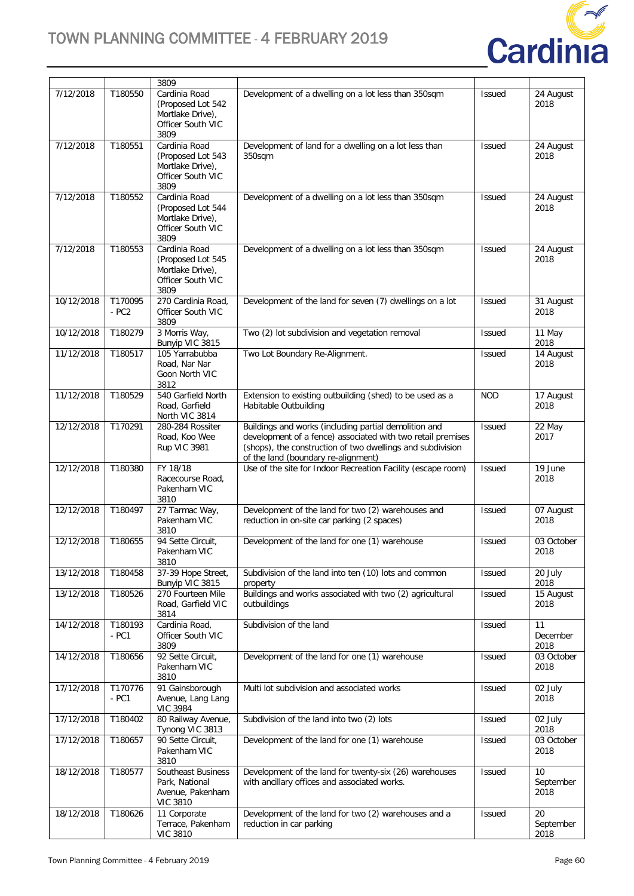| | | 3809 | | | |
|---|---|---|---|---|---|
| 7/12/2018 | T180550 | Cardinia Road (Proposed Lot 542 Mortlake Drive), Officer South VIC 3809 | Development of a dwelling on a lot less than 350sqm | Issued | 24 August 2018 |
| 7/12/2018 | T180551 | Cardinia Road (Proposed Lot 543 Mortlake Drive), Officer South VIC 3809 | Development of land for a dwelling on a lot less than 350sqm | Issued | 24 August 2018 |
| 7/12/2018 | T180552 | Cardinia Road (Proposed Lot 544 Mortlake Drive), Officer South VIC 3809 | Development of a dwelling on a lot less than 350sqm | Issued | 24 August 2018 |
| 7/12/2018 | T180553 | Cardinia Road (Proposed Lot 545 Mortlake Drive), Officer South VIC 3809 | Development of a dwelling on a lot less than 350sqm | Issued | 24 August 2018 |
| 10/12/2018 | T170095 - PC2 | 270 Cardinia Road, Officer South VIC 3809 | Development of the land for seven (7) dwellings on a lot | Issued | 31 August 2018 |
| 10/12/2018 | T180279 | 3 Morris Way, Bunyip VIC 3815 | Two (2) lot subdivision and vegetation removal | Issued | 11 May 2018 |
| 11/12/2018 | T180517 | 105 Yarrabubba Road, Nar Nar Goon North VIC 3812 | Two Lot Boundary Re-Alignment. | Issued | 14 August 2018 |
| 11/12/2018 | T180529 | 540 Garfield North Road, Garfield North VIC 3814 | Extension to existing outbuilding (shed) to be used as a Habitable Outbuilding | NOD | 17 August 2018 |
| 12/12/2018 | T170291 | 280-284 Rossiter Road, Koo Wee Rup VIC 3981 | Buildings and works (including partial demolition and development of a fence) associated with two retail premises (shops), the construction of two dwellings and subdivision of the land (boundary re-alignment) | Issued | 22 May 2017 |
| 12/12/2018 | T180380 | FY 18/18 Racecourse Road, Pakenham VIC 3810 | Use of the site for Indoor Recreation Facility (escape room) | Issued | 19 June 2018 |
| 12/12/2018 | T180497 | 27 Tarmac Way, Pakenham VIC 3810 | Development of the land for two (2) warehouses and reduction in on-site car parking (2 spaces) | Issued | 07 August 2018 |
| 12/12/2018 | T180655 | 94 Sette Circuit, Pakenham VIC 3810 | Development of the land for one (1) warehouse | Issued | 03 October 2018 |
| 13/12/2018 | T180458 | 37-39 Hope Street, Bunyip VIC 3815 | Subdivision of the land into ten (10) lots and common property | Issued | 20 July 2018 |
| 13/12/2018 | T180526 | 270 Fourteen Mile Road, Garfield VIC 3814 | Buildings and works associated with two (2) agricultural outbuildings | Issued | 15 August 2018 |
| 14/12/2018 | T180193 - PC1 | Cardinia Road, Officer South VIC 3809 | Subdivision of the land | Issued | 11 December 2018 |
| 14/12/2018 | T180656 | 92 Sette Circuit, Pakenham VIC 3810 | Development of the land for one (1) warehouse | Issued | 03 October 2018 |
| 17/12/2018 | T170776 - PC1 | 91 Gainsborough Avenue, Lang Lang VIC 3984 | Multi lot subdivision and associated works | Issued | 02 July 2018 |
| 17/12/2018 | T180402 | 80 Railway Avenue, Tynong VIC 3813 | Subdivision of the land into two (2) lots | Issued | 02 July 2018 |
| 17/12/2018 | T180657 | 90 Sette Circuit, Pakenham VIC 3810 | Development of the land for one (1) warehouse | Issued | 03 October 2018 |
| 18/12/2018 | T180577 | Southeast Business Park, National Avenue, Pakenham VIC 3810 | Development of the land for twenty-six (26) warehouses with ancillary offices and associated works. | Issued | 10 September 2018 |
| 18/12/2018 | T180626 | 11 Corporate Terrace, Pakenham VIC 3810 | Development of the land for two (2) warehouses and a reduction in car parking | Issued | 20 September 2018 |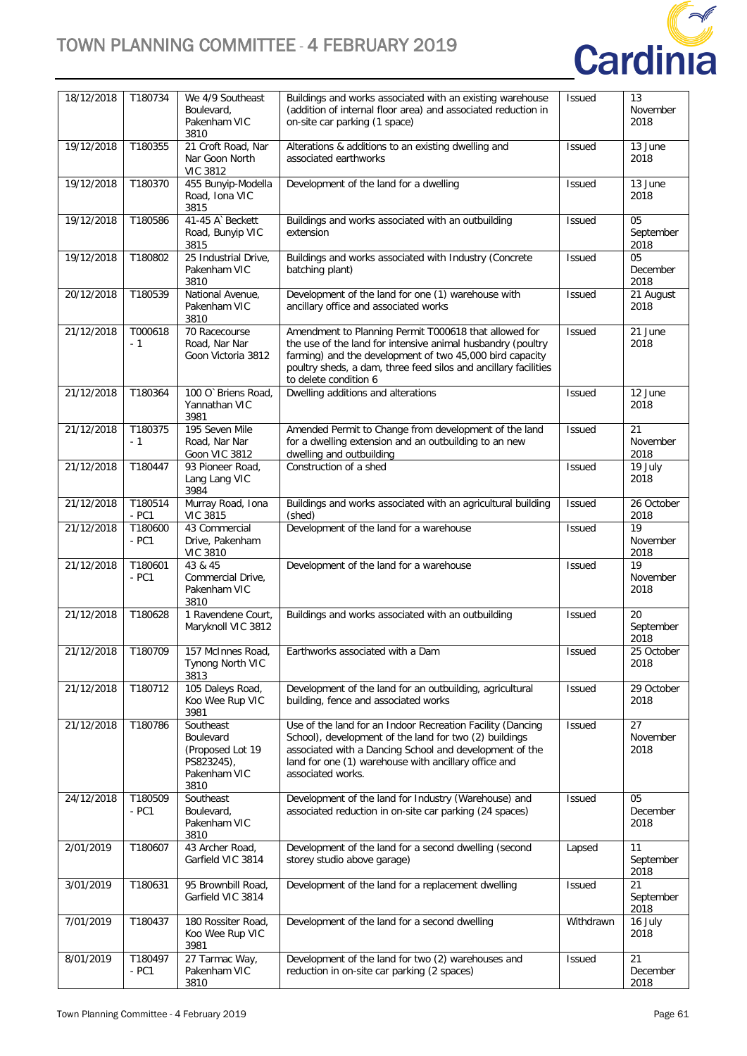| 18/12/2018 | T180734 | We 4/9 Southeast Boulevard, Pakenham VIC 3810 | Buildings and works associated with an existing warehouse (addition of internal floor area) and associated reduction in on-site car parking (1 space) | Issued | 13 November 2018 |
|---|---|---|---|---|---|
| 19/12/2018 | T180355 | 21 Croft Road, Nar Nar Goon North VIC 3812 | Alterations & additions to an existing dwelling and associated earthworks | Issued | 13 June 2018 |
| 19/12/2018 | T180370 | 455 Bunyip-Modella Road, Iona VIC 3815 | Development of the land for a dwelling | Issued | 13 June 2018 |
| 19/12/2018 | T180586 | 41-45 A`Beckett Road, Bunyip VIC 3815 | Buildings and works associated with an outbuilding extension | Issued | 05 September 2018 |
| 19/12/2018 | T180802 | 25 Industrial Drive, Pakenham VIC 3810 | Buildings and works associated with Industry (Concrete batching plant) | Issued | 05 December 2018 |
| 20/12/2018 | T180539 | National Avenue, Pakenham VIC 3810 | Development of the land for one (1) warehouse with ancillary office and associated works | Issued | 21 August 2018 |
| 21/12/2018 | T000618 - 1 | 70 Racecourse Road, Nar Nar Goon Victoria 3812 | Amendment to Planning Permit T000618 that allowed for the use of the land for intensive animal husbandry (poultry farming) and the development of two 45,000 bird capacity poultry sheds, a dam, three feed silos and ancillary facilities to delete condition 6 | Issued | 21 June 2018 |
| 21/12/2018 | T180364 | 100 O`Briens Road, Yannathan VIC 3981 | Dwelling additions and alterations | Issued | 12 June 2018 |
| 21/12/2018 | T180375 - 1 | 195 Seven Mile Road, Nar Nar Goon VIC 3812 | Amended Permit to Change from development of the land for a dwelling extension and an outbuilding to an new dwelling and outbuilding | Issued | 21 November 2018 |
| 21/12/2018 | T180447 | 93 Pioneer Road, Lang Lang VIC 3984 | Construction of a shed | Issued | 19 July 2018 |
| 21/12/2018 | T180514 - PC1 | Murray Road, Iona VIC 3815 | Buildings and works associated with an agricultural building (shed) | Issued | 26 October 2018 |
| 21/12/2018 | T180600 - PC1 | 43 Commercial Drive, Pakenham VIC 3810 | Development of the land for a warehouse | Issued | 19 November 2018 |
| 21/12/2018 | T180601 - PC1 | 43 & 45 Commercial Drive, Pakenham VIC 3810 | Development of the land for a warehouse | Issued | 19 November 2018 |
| 21/12/2018 | T180628 | 1 Ravendene Court, Maryknoll VIC 3812 | Buildings and works associated with an outbuilding | Issued | 20 September 2018 |
| 21/12/2018 | T180709 | 157 McInnes Road, Tynong North VIC 3813 | Earthworks associated with a Dam | Issued | 25 October 2018 |
| 21/12/2018 | T180712 | 105 Daleys Road, Koo Wee Rup VIC 3981 | Development of the land for an outbuilding, agricultural building, fence and associated works | Issued | 29 October 2018 |
| 21/12/2018 | T180786 | Southeast Boulevard (Proposed Lot 19 PS823245), Pakenham VIC 3810 | Use of the land for an Indoor Recreation Facility (Dancing School), development of the land for two (2) buildings associated with a Dancing School and development of the land for one (1) warehouse with ancillary office and associated works. | Issued | 27 November 2018 |
| 24/12/2018 | T180509 - PC1 | Southeast Boulevard, Pakenham VIC 3810 | Development of the land for Industry (Warehouse) and associated reduction in on-site car parking (24 spaces) | Issued | 05 December 2018 |
| 2/01/2019 | T180607 | 43 Archer Road, Garfield VIC 3814 | Development of the land for a second dwelling (second storey studio above garage) | Lapsed | 11 September 2018 |
| 3/01/2019 | T180631 | 95 Brownbill Road, Garfield VIC 3814 | Development of the land for a replacement dwelling | Issued | 21 September 2018 |
| 7/01/2019 | T180437 | 180 Rossiter Road, Koo Wee Rup VIC 3981 | Development of the land for a second dwelling | Withdrawn | 16 July 2018 |
| 8/01/2019 | T180497 - PC1 | 27 Tarmac Way, Pakenham VIC 3810 | Development of the land for two (2) warehouses and reduction in on-site car parking (2 spaces) | Issued | 21 December 2018 |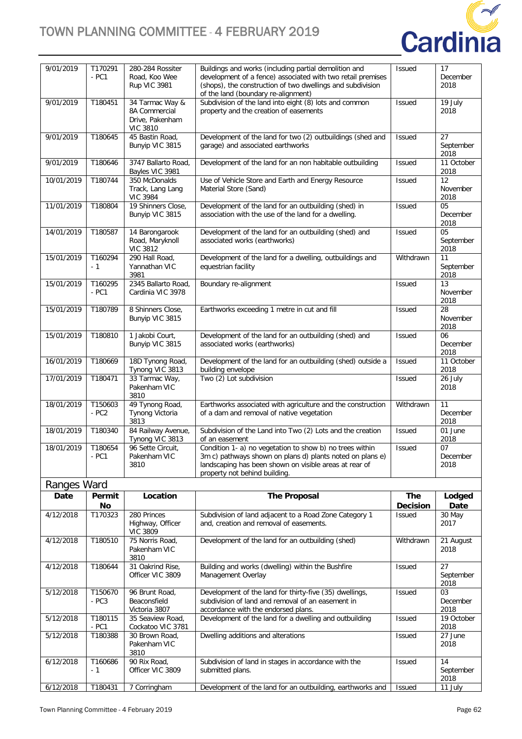| 9/01/2019 | T170291 - PC1 | 280-284 Rossiter Road, Koo Wee Rup VIC 3981 | Buildings and works (including partial demolition and development of a fence) associated with two retail premises (shops), the construction of two dwellings and subdivision of the land (boundary re-alignment) | Issued | 17 December 2018 |
|---|---|---|---|---|---|
| 9/01/2019 | T180451 | 34 Tarmac Way & 8A Commercial Drive, Pakenham VIC 3810 | Subdivision of the land into eight (8) lots and common property and the creation of easements | Issued | 19 July 2018 |
| 9/01/2019 | T180645 | 45 Bastin Road, Bunyip VIC 3815 | Development of the land for two (2) outbuildings (shed and garage) and associated earthworks | Issued | 27 September 2018 |
| 9/01/2019 | T180646 | 3747 Ballarto Road, Bayles VIC 3981 | Development of the land for an non habitable outbuilding | Issued | 11 October 2018 |
| 10/01/2019 | T180744 | 350 McDonalds Track, Lang Lang VIC 3984 | Use of Vehicle Store and Earth and Energy Resource Material Store (Sand) | Issued | 12 November 2018 |
| 11/01/2019 | T180804 | 19 Shinners Close, Bunyip VIC 3815 | Development of the land for an outbuilding (shed) in association with the use of the land for a dwelling. | Issued | 05 December 2018 |
| 14/01/2019 | T180587 | 14 Barongarook Road, Maryknoll VIC 3812 | Development of the land for an outbuilding (shed) and associated works (earthworks) | Issued | 05 September 2018 |
| 15/01/2019 | T160294 - 1 | 290 Hall Road, Yannathan VIC 3981 | Development of the land for a dwelling, outbuildings and equestrian facility | Withdrawn | 11 September 2018 |
| 15/01/2019 | T160295 - PC1 | 2345 Ballarto Road, Cardinia VIC 3978 | Boundary re-alignment | Issued | 13 November 2018 |
| 15/01/2019 | T180789 | 8 Shinners Close, Bunyip VIC 3815 | Earthworks exceeding 1 metre in cut and fill | Issued | 28 November 2018 |
| 15/01/2019 | T180810 | 1 Jakobi Court, Bunyip VIC 3815 | Development of the land for an outbuilding (shed) and associated works (earthworks) | Issued | 06 December 2018 |
| 16/01/2019 | T180669 | 18D Tynong Road, Tynong VIC 3813 | Development of the land for an outbuilding (shed) outside a building envelope | Issued | 11 October 2018 |
| 17/01/2019 | T180471 | 33 Tarmac Way, Pakenham VIC 3810 | Two (2) Lot subdivision | Issued | 26 July 2018 |
| 18/01/2019 | T150603 - PC2 | 49 Tynong Road, Tynong Victoria 3813 | Earthworks associated with agriculture and the construction of a dam and removal of native vegetation | Withdrawn | 11 December 2018 |
| 18/01/2019 | T180340 | 84 Railway Avenue, Tynong VIC 3813 | Subdivision of the Land into Two (2) Lots and the creation of an easement | Issued | 01 June 2018 |
| 18/01/2019 | T180654 - PC1 | 96 Sette Circuit, Pakenham VIC 3810 | Condition 1- a) no vegetation to show b) no trees within 3m c) pathways shown on plans d) plants noted on plans e) landscaping has been shown on visible areas at rear of property not behind building. | Issued | 07 December 2018 |

## Ranges Ward

| Date | Permit No | Location | The Proposal | The Decision | Lodged Date |
|---|---|---|---|---|---|
| 4/12/2018 | T170323 | 280 Princes Highway, Officer VIC 3809 | Subdivision of land adjacent to a Road Zone Category 1 and, creation and removal of easements. | Issued | 30 May 2017 |
| 4/12/2018 | T180510 | 75 Norris Road, Pakenham VIC 3810 | Development of the land for an outbuilding (shed) | Withdrawn | 21 August 2018 |
| 4/12/2018 | T180644 | 31 Oakrind Rise, Officer VIC 3809 | Building and works (dwelling) within the Bushfire Management Overlay | Issued | 27 September 2018 |
| 5/12/2018 | T150670 - PC3 | 96 Brunt Road, Beaconsfield Victoria 3807 | Development of the land for thirty-five (35) dwellings, subdivision of land and removal of an easement in accordance with the endorsed plans. | Issued | 03 December 2018 |
| 5/12/2018 | T180115 - PC1 | 35 Seaview Road, Cockatoo VIC 3781 | Development of the land for a dwelling and outbuilding | Issued | 19 October 2018 |
| 5/12/2018 | T180388 | 30 Brown Road, Pakenham VIC 3810 | Dwelling additions and alterations | Issued | 27 June 2018 |
| 6/12/2018 | T160686 - 1 | 90 Rix Road, Officer VIC 3809 | Subdivision of land in stages in accordance with the submitted plans. | Issued | 14 September 2018 |
| 6/12/2018 | T180431 | 7 Corringham | Development of the land for an outbuilding, earthworks and | Issued | 11 July |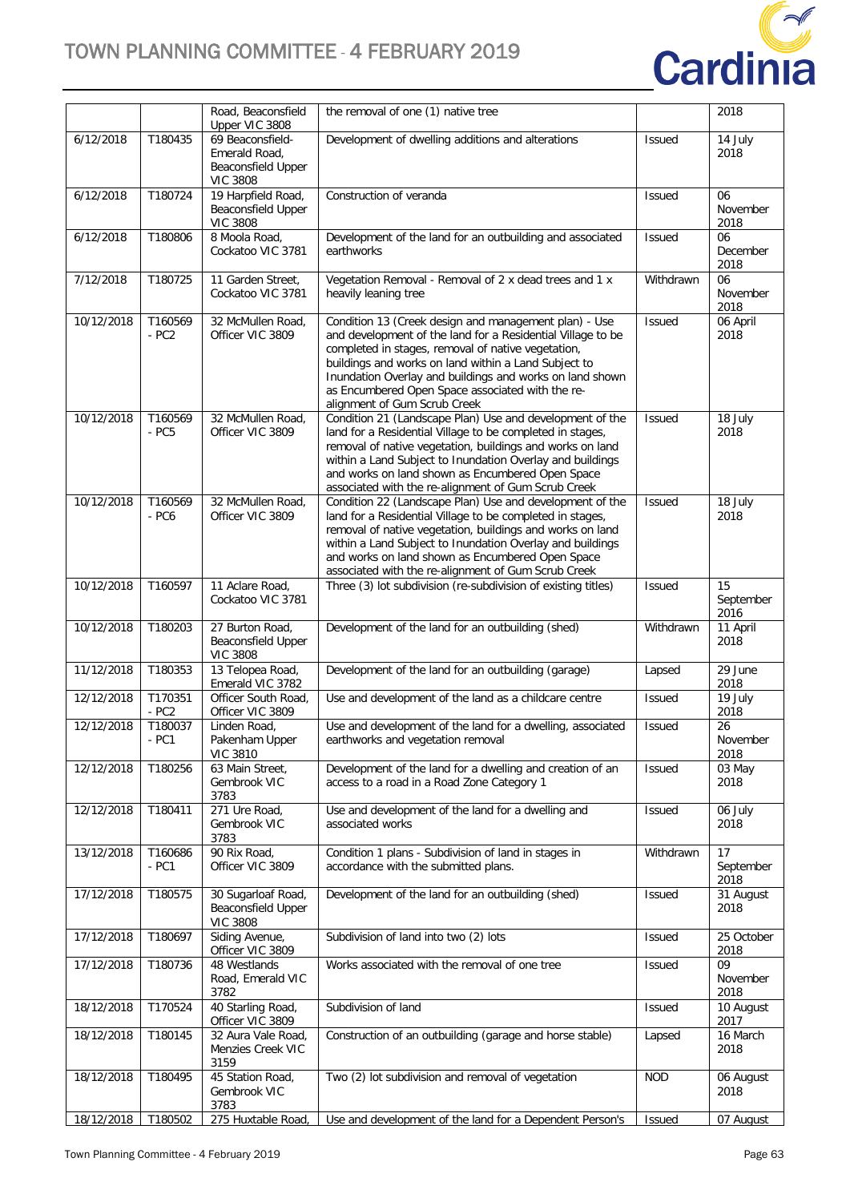| | | Road, Beaconsfield Upper VIC 3808 | the removal of one (1) native tree | | 2018 |
|---|---|---|---|---|---|
| 6/12/2018 | T180435 | 69 Beaconsfield-Emerald Road, Beaconsfield Upper VIC 3808 | Development of dwelling additions and alterations | Issued | 14 July 2018 |
| 6/12/2018 | T180724 | 19 Harpfield Road, Beaconsfield Upper VIC 3808 | Construction of veranda | Issued | 06 November 2018 |
| 6/12/2018 | T180806 | 8 Moola Road, Cockatoo VIC 3781 | Development of the land for an outbuilding and associated earthworks | Issued | 06 December 2018 |
| 7/12/2018 | T180725 | 11 Garden Street, Cockatoo VIC 3781 | Vegetation Removal - Removal of 2 x dead trees and 1 x heavily leaning tree | Withdrawn | 06 November 2018 |
| 10/12/2018 | T160569 - PC2 | 32 McMullen Road, Officer VIC 3809 | Condition 13 (Creek design and management plan) - Use and development of the land for a Residential Village to be completed in stages, removal of native vegetation, buildings and works on land within a Land Subject to Inundation Overlay and buildings and works on land shown as Encumbered Open Space associated with the re-alignment of Gum Scrub Creek | Issued | 06 April 2018 |
| 10/12/2018 | T160569 - PC5 | 32 McMullen Road, Officer VIC 3809 | Condition 21 (Landscape Plan) Use and development of the land for a Residential Village to be completed in stages, removal of native vegetation, buildings and works on land within a Land Subject to Inundation Overlay and buildings and works on land shown as Encumbered Open Space associated with the re-alignment of Gum Scrub Creek | Issued | 18 July 2018 |
| 10/12/2018 | T160569 - PC6 | 32 McMullen Road, Officer VIC 3809 | Condition 22 (Landscape Plan) Use and development of the land for a Residential Village to be completed in stages, removal of native vegetation, buildings and works on land within a Land Subject to Inundation Overlay and buildings and works on land shown as Encumbered Open Space associated with the re-alignment of Gum Scrub Creek | Issued | 18 July 2018 |
| 10/12/2018 | T160597 | 11 Aclare Road, Cockatoo VIC 3781 | Three (3) lot subdivision (re-subdivision of existing titles) | Issued | 15 September 2016 |
| 10/12/2018 | T180203 | 27 Burton Road, Beaconsfield Upper VIC 3808 | Development of the land for an outbuilding (shed) | Withdrawn | 11 April 2018 |
| 11/12/2018 | T180353 | 13 Telopea Road, Emerald VIC 3782 | Development of the land for an outbuilding (garage) | Lapsed | 29 June 2018 |
| 12/12/2018 | T170351 - PC2 | Officer South Road, Officer VIC 3809 | Use and development of the land as a childcare centre | Issued | 19 July 2018 |
| 12/12/2018 | T180037 - PC1 | Linden Road, Pakenham Upper VIC 3810 | Use and development of the land for a dwelling, associated earthworks and vegetation removal | Issued | 26 November 2018 |
| 12/12/2018 | T180256 | 63 Main Street, Gembrook VIC 3783 | Development of the land for a dwelling and creation of an access to a road in a Road Zone Category 1 | Issued | 03 May 2018 |
| 12/12/2018 | T180411 | 271 Ure Road, Gembrook VIC 3783 | Use and development of the land for a dwelling and associated works | Issued | 06 July 2018 |
| 13/12/2018 | T160686 - PC1 | 90 Rix Road, Officer VIC 3809 | Condition 1 plans - Subdivision of land in stages in accordance with the submitted plans. | Withdrawn | 17 September 2018 |
| 17/12/2018 | T180575 | 30 Sugarloaf Road, Beaconsfield Upper VIC 3808 | Development of the land for an outbuilding (shed) | Issued | 31 August 2018 |
| 17/12/2018 | T180697 | Siding Avenue, Officer VIC 3809 | Subdivision of land into two (2) lots | Issued | 25 October 2018 |
| 17/12/2018 | T180736 | 48 Westlands Road, Emerald VIC 3782 | Works associated with the removal of one tree | Issued | 09 November 2018 |
| 18/12/2018 | T170524 | 40 Starling Road, Officer VIC 3809 | Subdivision of land | Issued | 10 August 2017 |
| 18/12/2018 | T180145 | 32 Aura Vale Road, Menzies Creek VIC 3159 | Construction of an outbuilding (garage and horse stable) | Lapsed | 16 March 2018 |
| 18/12/2018 | T180495 | 45 Station Road, Gembrook VIC 3783 | Two (2) lot subdivision and removal of vegetation | NOD | 06 August 2018 |
| 18/12/2018 | T180502 | 275 Huxtable Road, | Use and development of the land for a Dependent Person's | Issued | 07 August |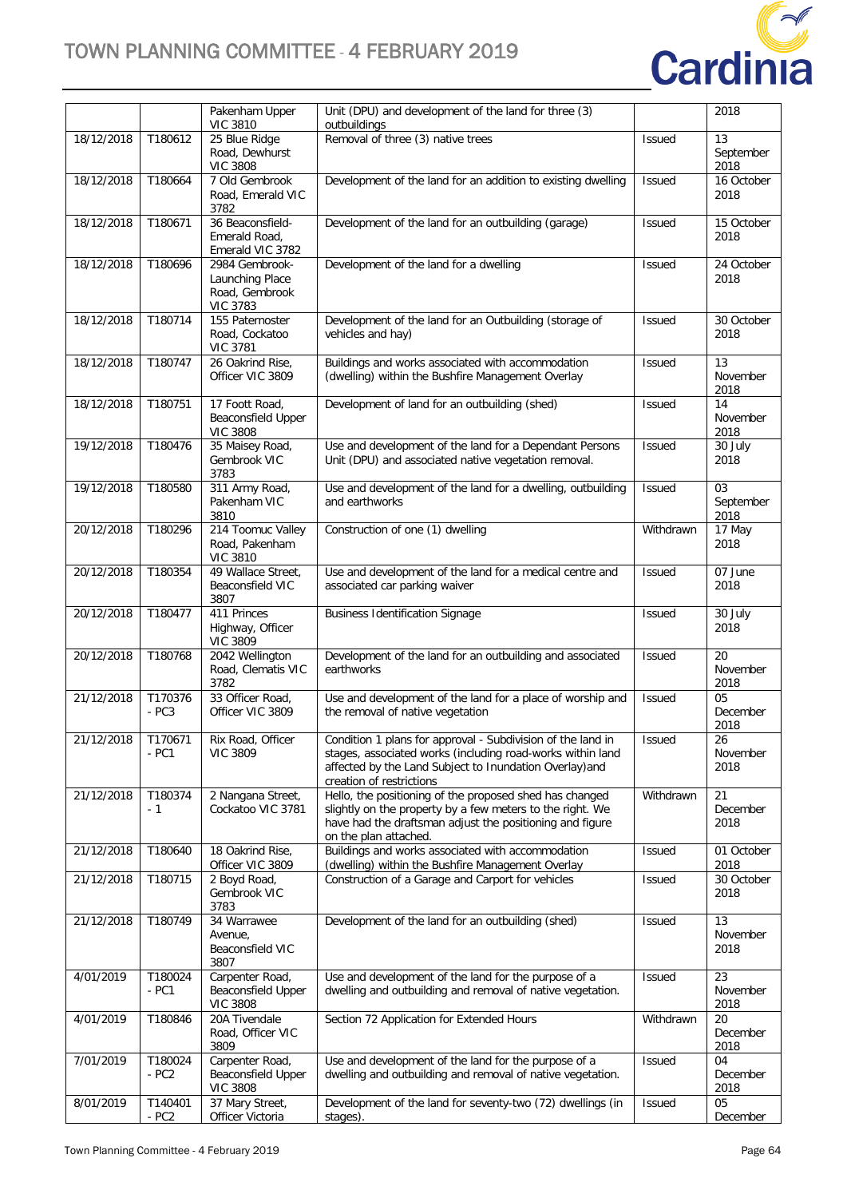| | | Pakenham Upper VIC 3810 | Unit (DPU) and development of the land for three (3) outbuildings | | 2018 |
|---|---|---|---|---|---|
| 18/12/2018 | T180612 | 25 Blue Ridge Road, Dewhurst VIC 3808 | Removal of three (3) native trees | Issued | 13 September 2018 |
| 18/12/2018 | T180664 | 7 Old Gembrook Road, Emerald VIC 3782 | Development of the land for an addition to existing dwelling | Issued | 16 October 2018 |
| 18/12/2018 | T180671 | 36 Beaconsfield-Emerald Road, Emerald VIC 3782 | Development of the land for an outbuilding (garage) | Issued | 15 October 2018 |
| 18/12/2018 | T180696 | 2984 Gembrook-Launching Place Road, Gembrook VIC 3783 | Development of the land for a dwelling | Issued | 24 October 2018 |
| 18/12/2018 | T180714 | 155 Paternoster Road, Cockatoo VIC 3781 | Development of the land for an Outbuilding (storage of vehicles and hay) | Issued | 30 October 2018 |
| 18/12/2018 | T180747 | 26 Oakrind Rise, Officer VIC 3809 | Buildings and works associated with accommodation (dwelling) within the Bushfire Management Overlay | Issued | 13 November 2018 |
| 18/12/2018 | T180751 | 17 Foott Road, Beaconsfield Upper VIC 3808 | Development of land for an outbuilding (shed) | Issued | 14 November 2018 |
| 19/12/2018 | T180476 | 35 Maisey Road, Gembrook VIC 3783 | Use and development of the land for a Dependant Persons Unit (DPU) and associated native vegetation removal. | Issued | 30 July 2018 |
| 19/12/2018 | T180580 | 311 Army Road, Pakenham VIC 3810 | Use and development of the land for a dwelling, outbuilding and earthworks | Issued | 03 September 2018 |
| 20/12/2018 | T180296 | 214 Toomuc Valley Road, Pakenham VIC 3810 | Construction of one (1) dwelling | Withdrawn | 17 May 2018 |
| 20/12/2018 | T180354 | 49 Wallace Street, Beaconsfield VIC 3807 | Use and development of the land for a medical centre and associated car parking waiver | Issued | 07 June 2018 |
| 20/12/2018 | T180477 | 411 Princes Highway, Officer VIC 3809 | Business Identification Signage | Issued | 30 July 2018 |
| 20/12/2018 | T180768 | 2042 Wellington Road, Clematis VIC 3782 | Development of the land for an outbuilding and associated earthworks | Issued | 20 November 2018 |
| 21/12/2018 | T170376 - PC3 | 33 Officer Road, Officer VIC 3809 | Use and development of the land for a place of worship and the removal of native vegetation | Issued | 05 December 2018 |
| 21/12/2018 | T170671 - PC1 | Rix Road, Officer VIC 3809 | Condition 1 plans for approval - Subdivision of the land in stages, associated works (including road-works within land affected by the Land Subject to Inundation Overlay)and creation of restrictions | Issued | 26 November 2018 |
| 21/12/2018 | T180374 - 1 | 2 Nangana Street, Cockatoo VIC 3781 | Hello, the positioning of the proposed shed has changed slightly on the property by a few meters to the right. We have had the draftsman adjust the positioning and figure on the plan attached. | Withdrawn | 21 December 2018 |
| 21/12/2018 | T180640 | 18 Oakrind Rise, Officer VIC 3809 | Buildings and works associated with accommodation (dwelling) within the Bushfire Management Overlay | Issued | 01 October 2018 |
| 21/12/2018 | T180715 | 2 Boyd Road, Gembrook VIC 3783 | Construction of a Garage and Carport for vehicles | Issued | 30 October 2018 |
| 21/12/2018 | T180749 | 34 Warrawee Avenue, Beaconsfield VIC 3807 | Development of the land for an outbuilding (shed) | Issued | 13 November 2018 |
| 4/01/2019 | T180024 - PC1 | Carpenter Road, Beaconsfield Upper VIC 3808 | Use and development of the land for the purpose of a dwelling and outbuilding and removal of native vegetation. | Issued | 23 November 2018 |
| 4/01/2019 | T180846 | 20A Tivendale Road, Officer VIC 3809 | Section 72 Application for Extended Hours | Withdrawn | 20 December 2018 |
| 7/01/2019 | T180024 - PC2 | Carpenter Road, Beaconsfield Upper VIC 3808 | Use and development of the land for the purpose of a dwelling and outbuilding and removal of native vegetation. | Issued | 04 December 2018 |
| 8/01/2019 | T140401 - PC2 | 37 Mary Street, Officer Victoria | Development of the land for seventy-two (72) dwellings (in stages). | Issued | 05 December |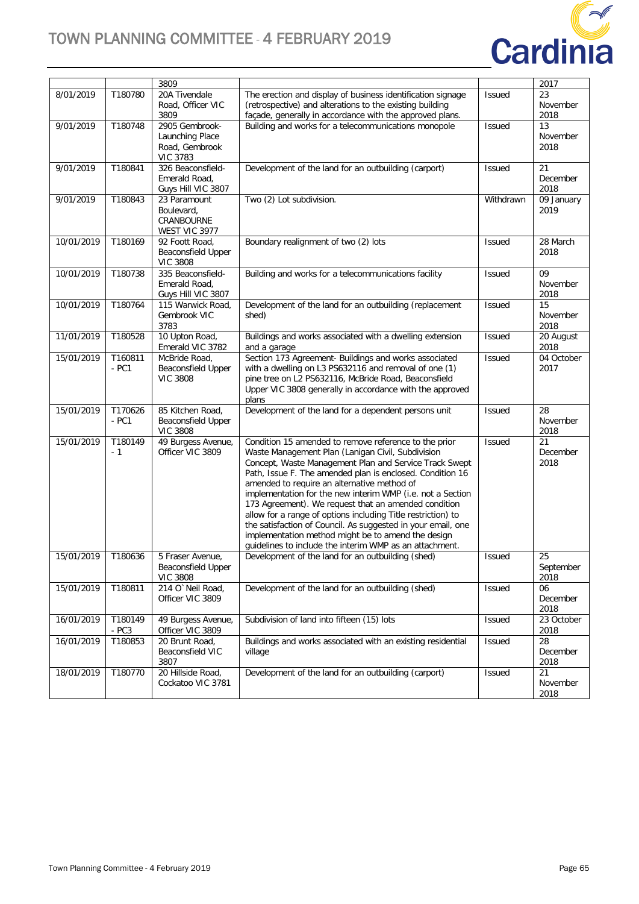| | | | | | |
|---|---|---|---|---|---|
| | | 3809 | | | 2017 |
| 8/01/2019 | T180780 | 20A Tivendale Road, Officer VIC 3809 | The erection and display of business identification signage (retrospective) and alterations to the existing building façade, generally in accordance with the approved plans. | Issued | 23 November 2018 |
| 9/01/2019 | T180748 | 2905 Gembrook-Launching Place Road, Gembrook VIC 3783 | Building and works for a telecommunications monopole | Issued | 13 November 2018 |
| 9/01/2019 | T180841 | 326 Beaconsfield-Emerald Road, Guys Hill VIC 3807 | Development of the land for an outbuilding (carport) | Issued | 21 December 2018 |
| 9/01/2019 | T180843 | 23 Paramount Boulevard, CRANBOURNE WEST VIC 3977 | Two (2) Lot subdivision. | Withdrawn | 09 January 2019 |
| 10/01/2019 | T180169 | 92 Foott Road, Beaconsfield Upper VIC 3808 | Boundary realignment of two (2) lots | Issued | 28 March 2018 |
| 10/01/2019 | T180738 | 335 Beaconsfield-Emerald Road, Guys Hill VIC 3807 | Building and works for a telecommunications facility | Issued | 09 November 2018 |
| 10/01/2019 | T180764 | 115 Warwick Road, Gembrook VIC 3783 | Development of the land for an outbuilding (replacement shed) | Issued | 15 November 2018 |
| 11/01/2019 | T180528 | 10 Upton Road, Emerald VIC 3782 | Buildings and works associated with a dwelling extension and a garage | Issued | 20 August 2018 |
| 15/01/2019 | T160811 - PC1 | McBride Road, Beaconsfield Upper VIC 3808 | Section 173 Agreement- Buildings and works associated with a dwelling on L3 PS632116 and removal of one (1) pine tree on L2 PS632116, McBride Road, Beaconsfield Upper VIC 3808 generally in accordance with the approved plans | Issued | 04 October 2017 |
| 15/01/2019 | T170626 - PC1 | 85 Kitchen Road, Beaconsfield Upper VIC 3808 | Development of the land for a dependent persons unit | Issued | 28 November 2018 |
| 15/01/2019 | T180149 - 1 | 49 Burgess Avenue, Officer VIC 3809 | Condition 15 amended to remove reference to the prior Waste Management Plan (Lanigan Civil, Subdivision Concept, Waste Management Plan and Service Track Swept Path, Issue F. The amended plan is enclosed. Condition 16 amended to require an alternative method of implementation for the new interim WMP (i.e. not a Section 173 Agreement). We request that an amended condition allow for a range of options including Title restriction) to the satisfaction of Council. As suggested in your email, one implementation method might be to amend the design guidelines to include the interim WMP as an attachment. | Issued | 21 December 2018 |
| 15/01/2019 | T180636 | 5 Fraser Avenue, Beaconsfield Upper VIC 3808 | Development of the land for an outbuilding (shed) | Issued | 25 September 2018 |
| 15/01/2019 | T180811 | 214 O`Neil Road, Officer VIC 3809 | Development of the land for an outbuilding (shed) | Issued | 06 December 2018 |
| 16/01/2019 | T180149 - PC3 | 49 Burgess Avenue, Officer VIC 3809 | Subdivision of land into fifteen (15) lots | Issued | 23 October 2018 |
| 16/01/2019 | T180853 | 20 Brunt Road, Beaconsfield VIC 3807 | Buildings and works associated with an existing residential village | Issued | 28 December 2018 |
| 18/01/2019 | T180770 | 20 Hillside Road, Cockatoo VIC 3781 | Development of the land for an outbuilding (carport) | Issued | 21 November 2018 |